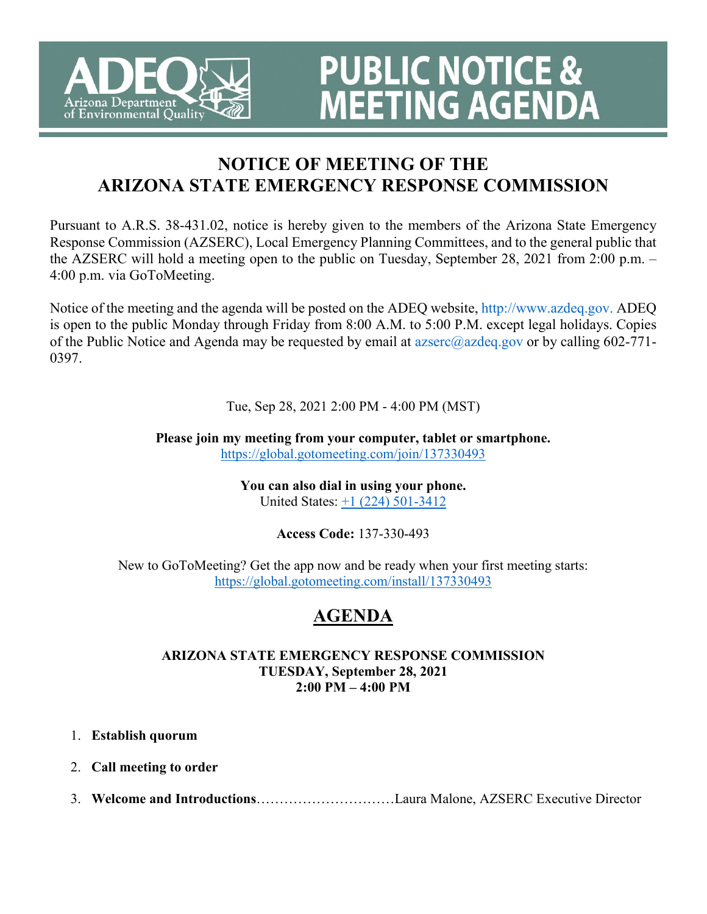ADEQ Arizona Department of Environmental Quality

# PUBLIC NOTICE & MEETING AGENDA

## NOTICE OF MEETING OF THE ARIZONA STATE EMERGENCY RESPONSE COMMISSION

Pursuant to A.R.S. 38-431.02, notice is hereby given to the members of the Arizona State Emergency Response Commission (AZSERC), Local Emergency Planning Committees, and to the general public that the AZSERC will hold a meeting open to the public on Tuesday, September 28, 2021 from 2:00 p.m. – 4:00 p.m. via GoToMeeting.

Notice of the meeting and the agenda will be posted on the ADEQ website, http://www.azdeq.gov. ADEQ is open to the public Monday through Friday from 8:00 A.M. to 5:00 P.M. except legal holidays. Copies of the Public Notice and Agenda may be requested by email at azserc@azdeq.gov or by calling 602-771-0397.

Tue, Sep 28, 2021 2:00 PM - 4:00 PM (MST)

**Please join my meeting from your computer, tablet or smartphone.**
https://global.gotomeeting.com/join/137330493

**You can also dial in using your phone.**
United States: +1 (224) 501-3412

**Access Code:** 137-330-493

New to GoToMeeting? Get the app now and be ready when your first meeting starts:
https://global.gotomeeting.com/install/137330493

## AGENDA

**ARIZONA STATE EMERGENCY RESPONSE COMMISSION**
**TUESDAY, September 28, 2021**
**2:00 PM – 4:00 PM**

1. **Establish quorum**
2. **Call meeting to order**
3. **Welcome and Introductions**……………………………Laura Malone, AZSERC Executive Director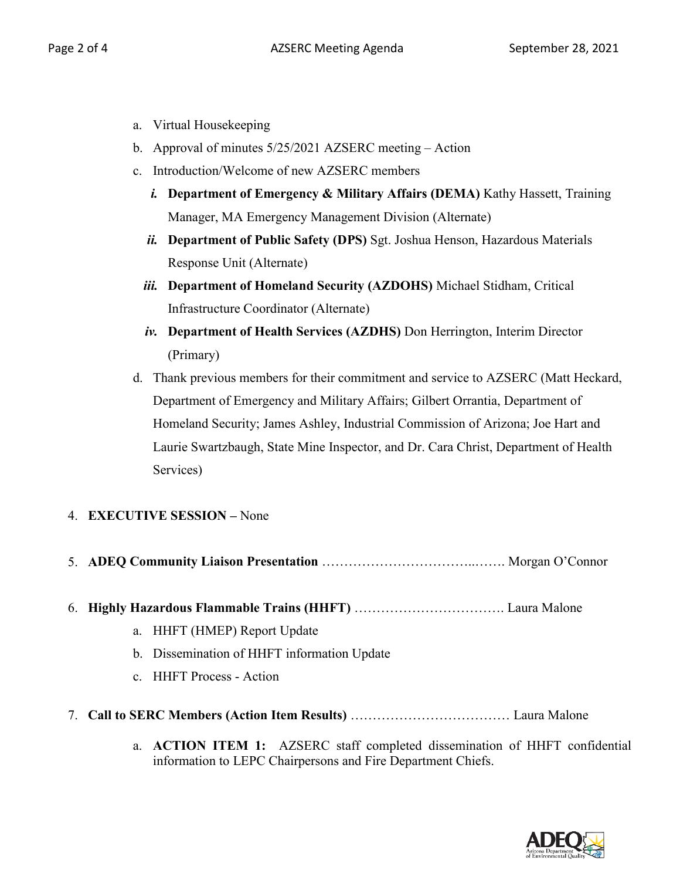a. Virtual Housekeeping
b. Approval of minutes 5/25/2021 AZSERC meeting – Action
c. Introduction/Welcome of new AZSERC members
   - ***i.*** **Department of Emergency & Military Affairs (DEMA)** Kathy Hassett, Training Manager, MA Emergency Management Division (Alternate)
   - ***ii.*** **Department of Public Safety (DPS)** Sgt. Joshua Henson, Hazardous Materials Response Unit (Alternate)
   - ***iii.*** **Department of Homeland Security (AZDOHS)** Michael Stidham, Critical Infrastructure Coordinator (Alternate)
   - ***iv.*** **Department of Health Services (AZDHS)** Don Herrington, Interim Director (Primary)
d. Thank previous members for their commitment and service to AZSERC (Matt Heckard, Department of Emergency and Military Affairs; Gilbert Orrantia, Department of Homeland Security; James Ashley, Industrial Commission of Arizona; Joe Hart and Laurie Swartzbaugh, State Mine Inspector, and Dr. Cara Christ, Department of Health Services)

4. **EXECUTIVE SESSION –** None

5. **ADEQ Community Liaison Presentation** ………………………………..……. Morgan O'Connor

6. **Highly Hazardous Flammable Trains (HHFT)** ……………………………. Laura Malone
   a. HHFT (HMEP) Report Update
   b. Dissemination of HHFT information Update
   c. HHFT Process - Action

7. **Call to SERC Members (Action Item Results)** ……………………………… Laura Malone
   a. **ACTION ITEM 1:** AZSERC staff completed dissemination of HHFT confidential information to LEPC Chairpersons and Fire Department Chiefs.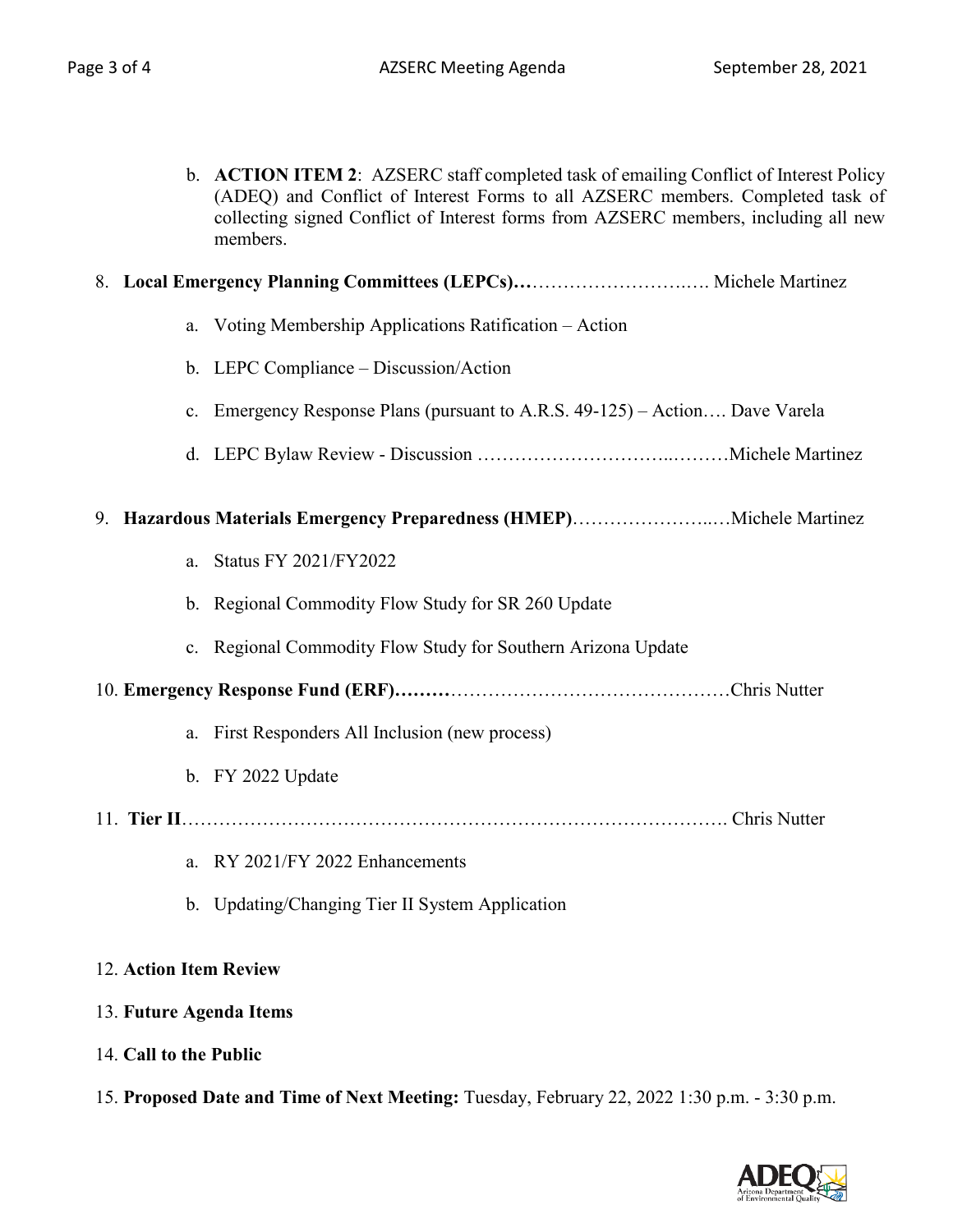b. **ACTION ITEM 2**: AZSERC staff completed task of emailing Conflict of Interest Policy (ADEQ) and Conflict of Interest Forms to all AZSERC members. Completed task of collecting signed Conflict of Interest forms from AZSERC members, including all new members.

8. **Local Emergency Planning Committees (LEPCs)…**……………………….…. Michele Martinez

   a. Voting Membership Applications Ratification – Action

   b. LEPC Compliance – Discussion/Action

   c. Emergency Response Plans (pursuant to A.R.S. 49-125) – Action…. Dave Varela

   d. LEPC Bylaw Review - Discussion ………………………..………Michele Martinez

9. **Hazardous Materials Emergency Preparedness (HMEP)**…………………..…Michele Martinez

   a. Status FY 2021/FY2022

   b. Regional Commodity Flow Study for SR 260 Update

   c. Regional Commodity Flow Study for Southern Arizona Update

10. **Emergency Response Fund (ERF)………**………………………………………Chris Nutter

    a. First Responders All Inclusion (new process)

    b. FY 2022 Update

11. **Tier II**…………………………………………………….………………………. Chris Nutter

    a. RY 2021/FY 2022 Enhancements

    b. Updating/Changing Tier II System Application

12. **Action Item Review**

13. **Future Agenda Items**

14. **Call to the Public**

15. **Proposed Date and Time of Next Meeting:** Tuesday, February 22, 2022 1:30 p.m. - 3:30 p.m.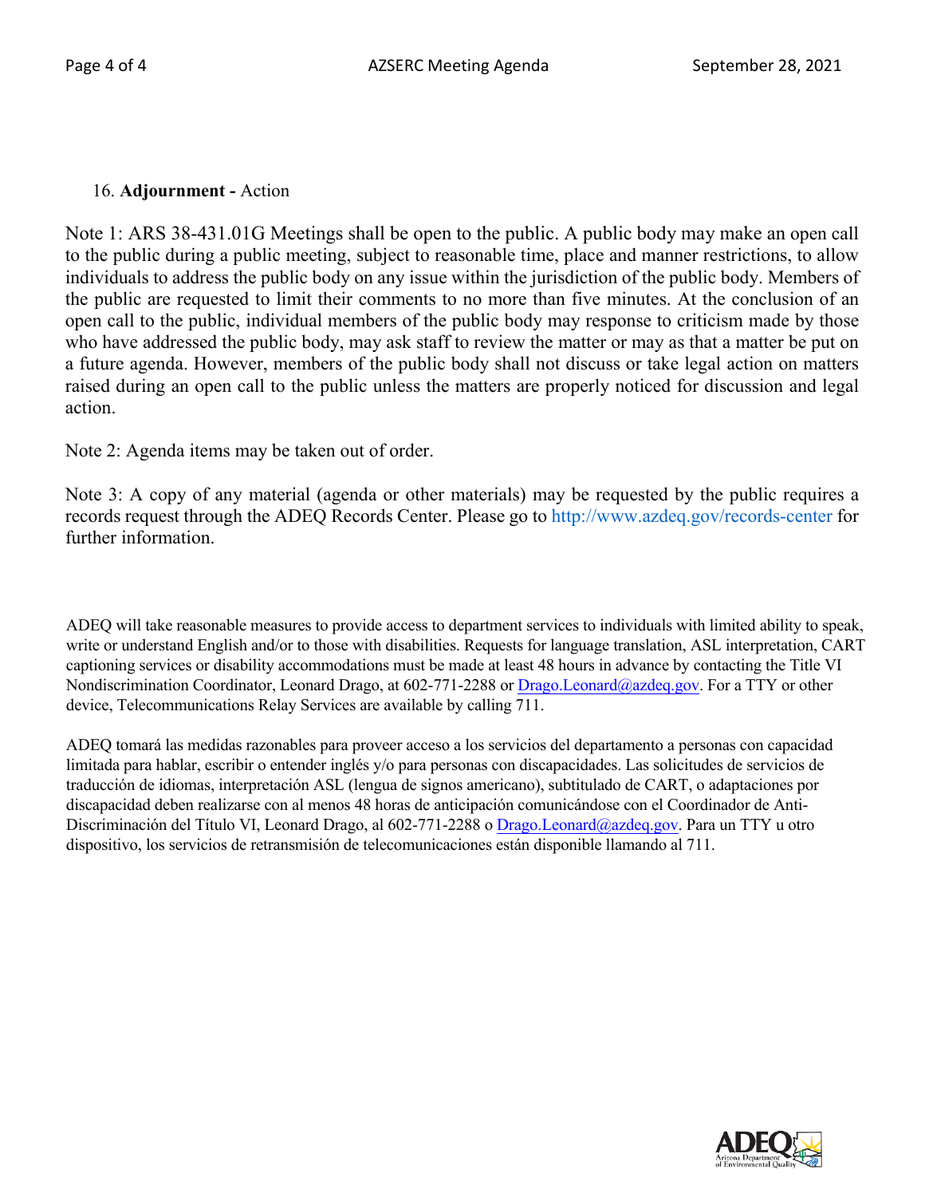16. **Adjournment -** Action

Note 1: ARS 38-431.01G Meetings shall be open to the public. A public body may make an open call to the public during a public meeting, subject to reasonable time, place and manner restrictions, to allow individuals to address the public body on any issue within the jurisdiction of the public body. Members of the public are requested to limit their comments to no more than five minutes. At the conclusion of an open call to the public, individual members of the public body may response to criticism made by those who have addressed the public body, may ask staff to review the matter or may as that a matter be put on a future agenda. However, members of the public body shall not discuss or take legal action on matters raised during an open call to the public unless the matters are properly noticed for discussion and legal action.

Note 2: Agenda items may be taken out of order.

Note 3: A copy of any material (agenda or other materials) may be requested by the public requires a records request through the ADEQ Records Center. Please go to http://www.azdeq.gov/records-center for further information.

ADEQ will take reasonable measures to provide access to department services to individuals with limited ability to speak, write or understand English and/or to those with disabilities. Requests for language translation, ASL interpretation, CART captioning services or disability accommodations must be made at least 48 hours in advance by contacting the Title VI Nondiscrimination Coordinator, Leonard Drago, at 602-771-2288 or Drago.Leonard@azdeq.gov. For a TTY or other device, Telecommunications Relay Services are available by calling 711.

ADEQ tomará las medidas razonables para proveer acceso a los servicios del departamento a personas con capacidad limitada para hablar, escribir o entender inglés y/o para personas con discapacidades. Las solicitudes de servicios de traducción de idiomas, interpretación ASL (lengua de signos americano), subtitulado de CART, o adaptaciones por discapacidad deben realizarse con al menos 48 horas de anticipación comunicándose con el Coordinador de Anti-Discriminación del Título VI, Leonard Drago, al 602-771-2288 o Drago.Leonard@azdeq.gov. Para un TTY u otro dispositivo, los servicios de retransmisión de telecomunicaciones están disponible llamando al 711.